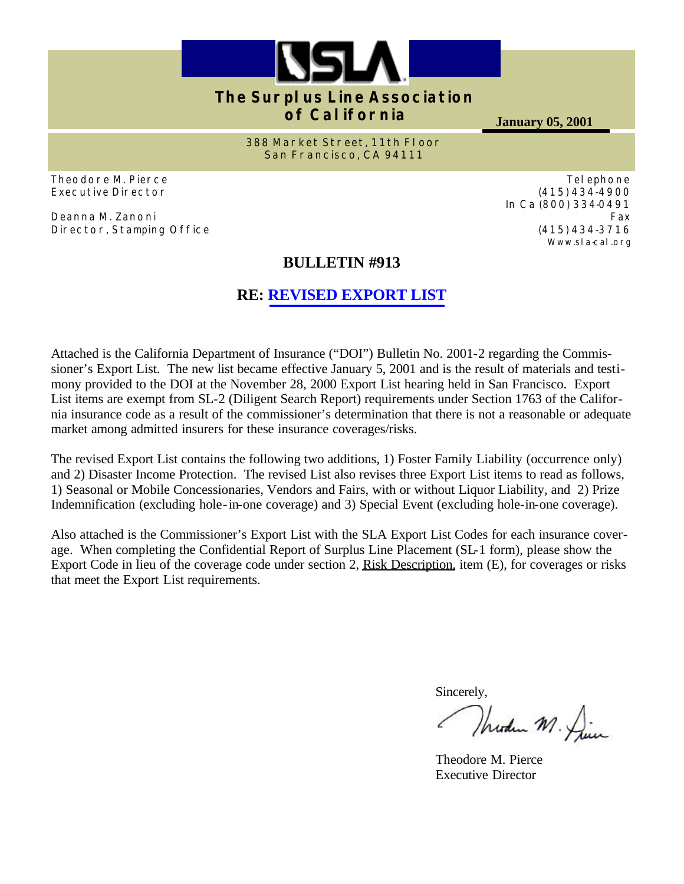# The Surplus Line Association of California

**January 05, 2001**

388 Market Street, 11th Floor
San Francisco, CA 94111

Theodore M. Pierce
Executive Director

Deanna M. Zanoni
Director, Stamping Office

Telephone
(415) 434-4900
In Ca (800) 334-0491
Fax
(415) 434-3716
Www.sla-cal.org

## BULLETIN #913

## RE: REVISED EXPORT LIST

Attached is the California Department of Insurance ("DOI") Bulletin No. 2001-2 regarding the Commissioner's Export List. The new list became effective January 5, 2001 and is the result of materials and testimony provided to the DOI at the November 28, 2000 Export List hearing held in San Francisco. Export List items are exempt from SL-2 (Diligent Search Report) requirements under Section 1763 of the California insurance code as a result of the commissioner's determination that there is not a reasonable or adequate market among admitted insurers for these insurance coverages/risks.

The revised Export List contains the following two additions, 1) Foster Family Liability (occurrence only) and 2) Disaster Income Protection. The revised List also revises three Export List items to read as follows, 1) Seasonal or Mobile Concessionaries, Vendors and Fairs, with or without Liquor Liability, and 2) Prize Indemnification (excluding hole-in-one coverage) and 3) Special Event (excluding hole-in-one coverage).

Also attached is the Commissioner's Export List with the SLA Export List Codes for each insurance coverage. When completing the Confidential Report of Surplus Line Placement (SL-1 form), please show the Export Code in lieu of the coverage code under section 2, Risk Description, item (E), for coverages or risks that meet the Export List requirements.

Sincerely,

Theodore M. Pierce
Executive Director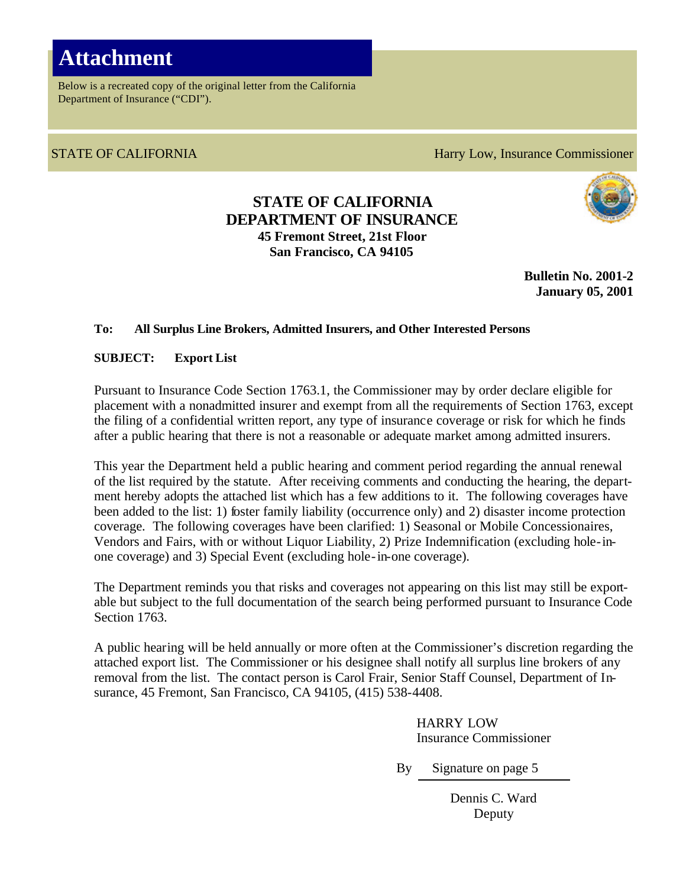# Attachment

Below is a recreated copy of the original letter from the California Department of Insurance ("CDI").

STATE OF CALIFORNIA Harry Low, Insurance Commissioner

**STATE OF CALIFORNIA**
**DEPARTMENT OF INSURANCE**
**45 Fremont Street, 21st Floor**
**San Francisco, CA 94105**

**Bulletin No. 2001-2**
**January 05, 2001**

**To: All Surplus Line Brokers, Admitted Insurers, and Other Interested Persons**

**SUBJECT: Export List**

Pursuant to Insurance Code Section 1763.1, the Commissioner may by order declare eligible for placement with a nonadmitted insurer and exempt from all the requirements of Section 1763, except the filing of a confidential written report, any type of insurance coverage or risk for which he finds after a public hearing that there is not a reasonable or adequate market among admitted insurers.

This year the Department held a public hearing and comment period regarding the annual renewal of the list required by the statute. After receiving comments and conducting the hearing, the department hereby adopts the attached list which has a few additions to it. The following coverages have been added to the list: 1) foster family liability (occurrence only) and 2) disaster income protection coverage. The following coverages have been clarified: 1) Seasonal or Mobile Concessionaires, Vendors and Fairs, with or without Liquor Liability, 2) Prize Indemnification (excluding hole-in-one coverage) and 3) Special Event (excluding hole-in-one coverage).

The Department reminds you that risks and coverages not appearing on this list may still be exportable but subject to the full documentation of the search being performed pursuant to Insurance Code Section 1763.

A public hearing will be held annually or more often at the Commissioner's discretion regarding the attached export list. The Commissioner or his designee shall notify all surplus line brokers of any removal from the list. The contact person is Carol Frair, Senior Staff Counsel, Department of Insurance, 45 Fremont, San Francisco, CA 94105, (415) 538-4408.

HARRY LOW
Insurance Commissioner

By Signature on page 5

Dennis C. Ward
Deputy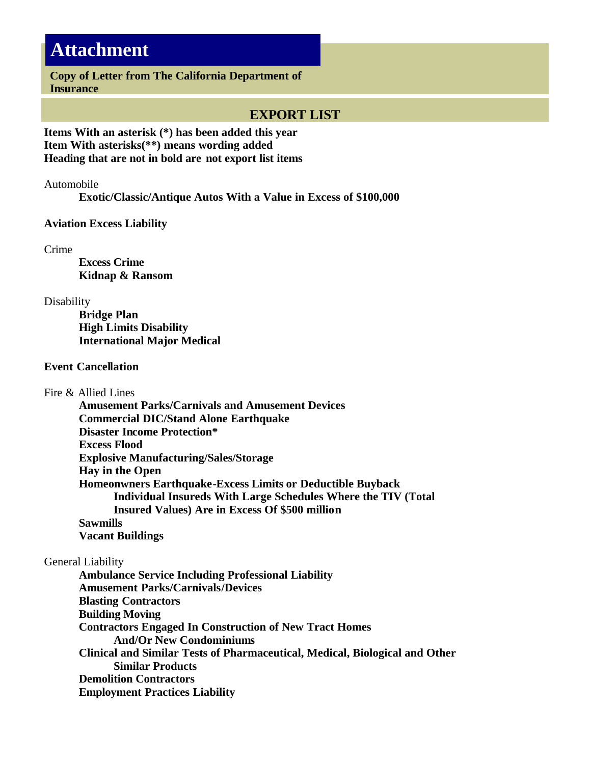# Attachment

**Copy of Letter from The California Department of Insurance**

## EXPORT LIST

**Items With an asterisk (*) has been added this year**
**Item With asterisks(**) means wording added**
**Heading that are not in bold are not export list items**

Automobile

- **Exotic/Classic/Antique Autos With a Value in Excess of $100,000**

**Aviation Excess Liability**

Crime

- **Excess Crime**
- **Kidnap & Ransom**

Disability

- **Bridge Plan**
- **High Limits Disability**
- **International Major Medical**

**Event Cancellation**

Fire & Allied Lines

- **Amusement Parks/Carnivals and Amusement Devices**
- **Commercial DIC/Stand Alone Earthquake**
- **Disaster Income Protection***
- **Excess Flood**
- **Explosive Manufacturing/Sales/Storage**
- **Hay in the Open**
- **Homeonwners Earthquake-Excess Limits or Deductible Buyback**
  - **Individual Insureds With Large Schedules Where the TIV (Total Insured Values) Are in Excess Of $500 million**
- **Sawmills**
- **Vacant Buildings**

General Liability

- **Ambulance Service Including Professional Liability**
- **Amusement Parks/Carnivals/Devices**
- **Blasting Contractors**
- **Building Moving**
- **Contractors Engaged In Construction of New Tract Homes And/Or New Condominiums**
- **Clinical and Similar Tests of Pharmaceutical, Medical, Biological and Other Similar Products**
- **Demolition Contractors**
- **Employment Practices Liability**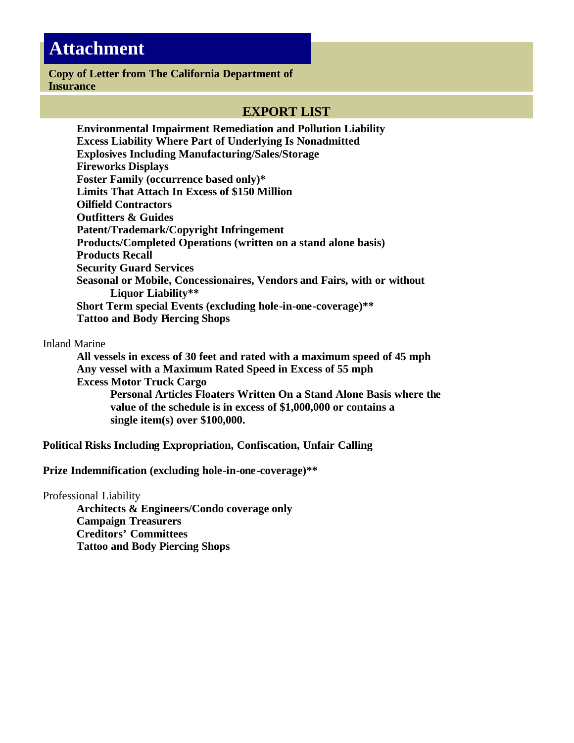# Attachment

**Copy of Letter from The California Department of Insurance**

## EXPORT LIST

**Environmental Impairment Remediation and Pollution Liability**
**Excess Liability Where Part of Underlying Is Nonadmitted**
**Explosives Including Manufacturing/Sales/Storage**
**Fireworks Displays**
**Foster Family (occurrence based only)***
**Limits That Attach In Excess of $150 Million**
**Oilfield Contractors**
**Outfitters & Guides**
**Patent/Trademark/Copyright Infringement**
**Products/Completed Operations (written on a stand alone basis)**
**Products Recall**
**Security Guard Services**
**Seasonal or Mobile, Concessionaires, Vendors and Fairs, with or without Liquor Liability****
**Short Term special Events (excluding hole-in-one-coverage)****
**Tattoo and Body Piercing Shops**

Inland Marine

**All vessels in excess of 30 feet and rated with a maximum speed of 45 mph**
**Any vessel with a Maximum Rated Speed in Excess of 55 mph**
**Excess Motor Truck Cargo**
**Personal Articles Floaters Written On a Stand Alone Basis where the value of the schedule is in excess of $1,000,000 or contains a single item(s) over $100,000.**

**Political Risks Including Expropriation, Confiscation, Unfair Calling**

**Prize Indemnification (excluding hole-in-one-coverage)****

Professional Liability

**Architects & Engineers/Condo coverage only**
**Campaign Treasurers**
**Creditors' Committees**
**Tattoo and Body Piercing Shops**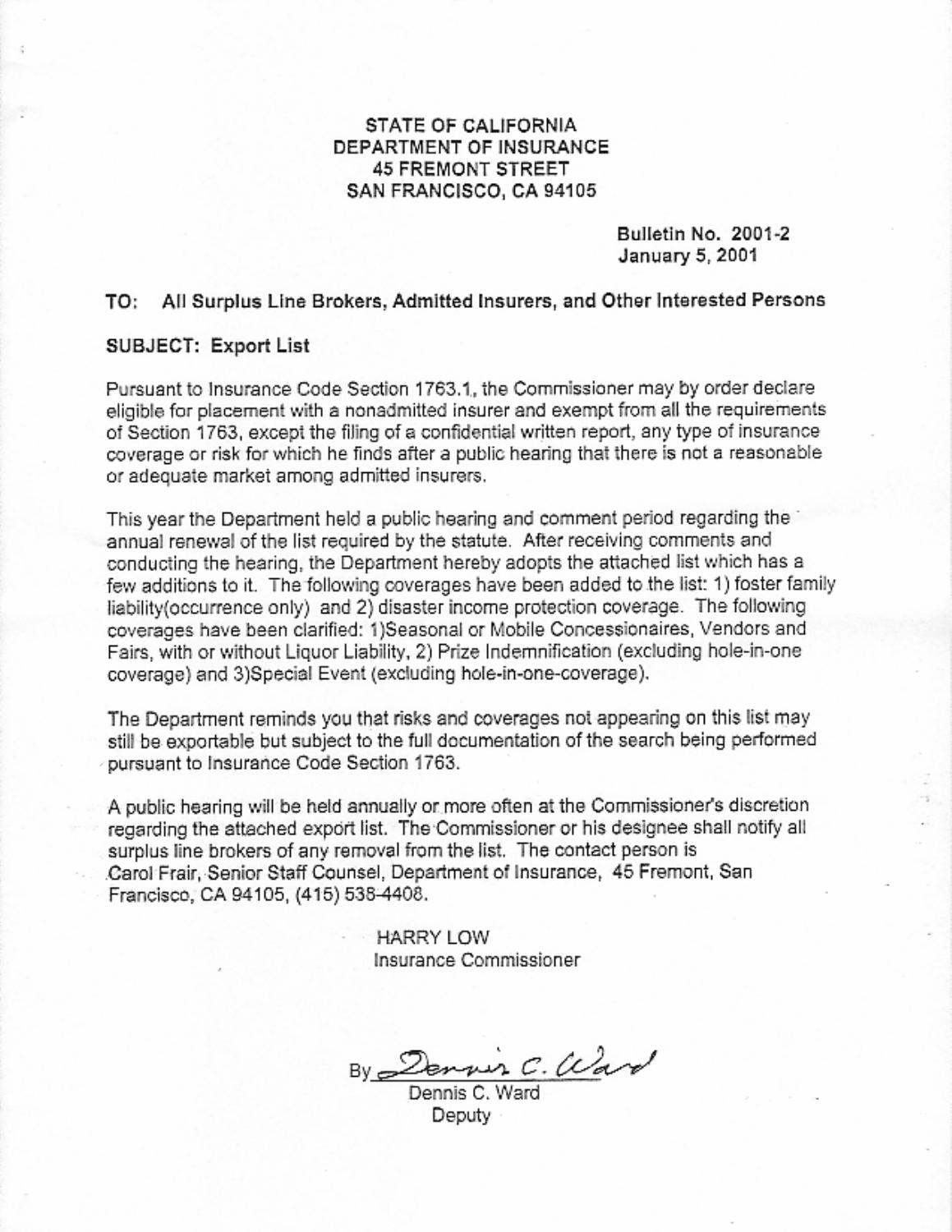**STATE OF CALIFORNIA**
**DEPARTMENT OF INSURANCE**
**45 FREMONT STREET**
**SAN FRANCISCO, CA 94105**

**Bulletin No. 2001-2**
**January 5, 2001**

**TO: All Surplus Line Brokers, Admitted Insurers, and Other Interested Persons**

**SUBJECT: Export List**

Pursuant to Insurance Code Section 1763.1, the Commissioner may by order declare eligible for placement with a nonadmitted insurer and exempt from all the requirements of Section 1763, except the filing of a confidential written report, any type of insurance coverage or risk for which he finds after a public hearing that there is not a reasonable or adequate market among admitted insurers.

This year the Department held a public hearing and comment period regarding the annual renewal of the list required by the statute. After receiving comments and conducting the hearing, the Department hereby adopts the attached list which has a few additions to it. The following coverages have been added to the list: 1) foster family liability(occurrence only) and 2) disaster income protection coverage. The following coverages have been clarified: 1)Seasonal or Mobile Concessionaires, Vendors and Fairs, with or without Liquor Liability, 2) Prize Indemnification (excluding hole-in-one coverage) and 3)Special Event (excluding hole-in-one-coverage).

The Department reminds you that risks and coverages not appearing on this list may still be exportable but subject to the full documentation of the search being performed pursuant to Insurance Code Section 1763.

A public hearing will be held annually or more often at the Commissioner's discretion regarding the attached export list. The Commissioner or his designee shall notify all surplus line brokers of any removal from the list. The contact person is Carol Frair, Senior Staff Counsel, Department of Insurance, 45 Fremont, San Francisco, CA 94105, (415) 538-4408.

HARRY LOW
Insurance Commissioner

By Dennis C. Ward
Dennis C. Ward
Deputy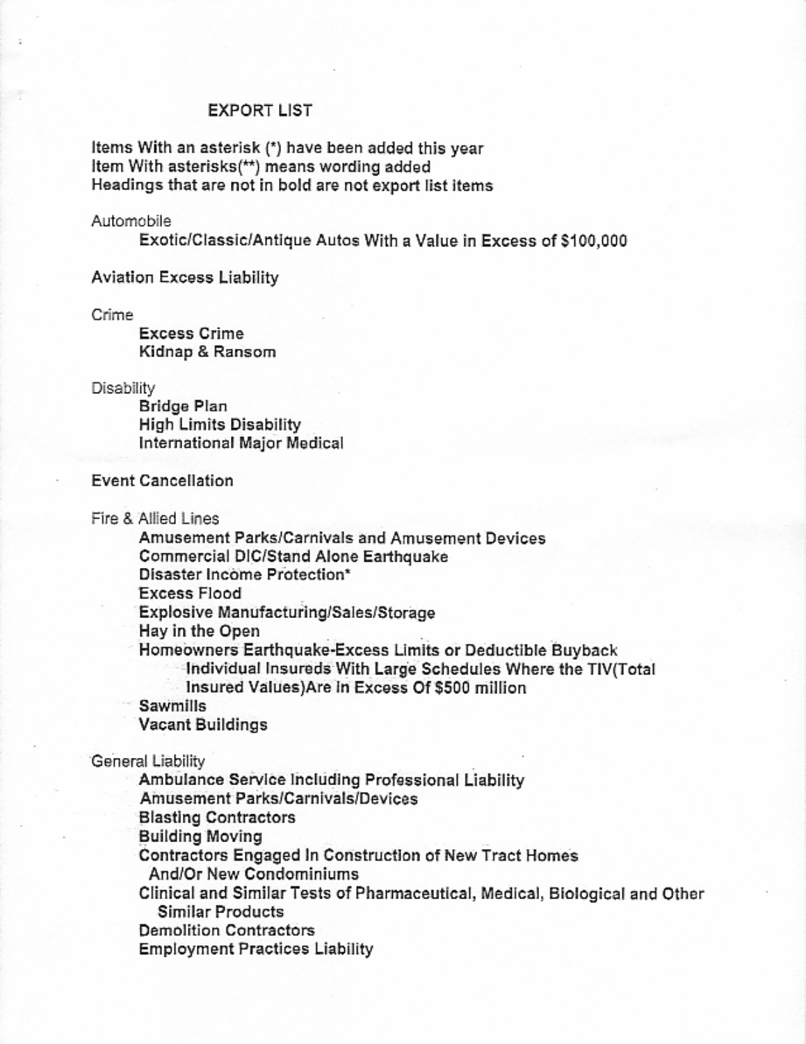## EXPORT LIST

Items With an asterisk (*) have been added this year
Item With asterisks(**) means wording added
Headings that are not in bold are not export list items

Automobile

- **Exotic/Classic/Antique Autos With a Value in Excess of $100,000**

**Aviation Excess Liability**

Crime

- **Excess Crime**
- **Kidnap & Ransom**

Disability

- **Bridge Plan**
- **High Limits Disability**
- **International Major Medical**

**Event Cancellation**

Fire & Allied Lines

- **Amusement Parks/Carnivals and Amusement Devices**
- **Commercial DIC/Stand Alone Earthquake**
- **Disaster Income Protection***
- **Excess Flood**
- **Explosive Manufacturing/Sales/Storage**
- **Hay in the Open**
- **Homeowners Earthquake-Excess Limits or Deductible Buyback**
  - **Individual Insureds With Large Schedules Where the TIV(Total Insured Values)Are In Excess Of $500 million**
- **Sawmills**
- **Vacant Buildings**

General Liability

- **Ambulance Service Including Professional Liability**
- **Amusement Parks/Carnivals/Devices**
- **Blasting Contractors**
- **Building Moving**
- **Contractors Engaged In Construction of New Tract Homes And/Or New Condominiums**
- **Clinical and Similar Tests of Pharmaceutical, Medical, Biological and Other Similar Products**
- **Demolition Contractors**
- **Employment Practices Liability**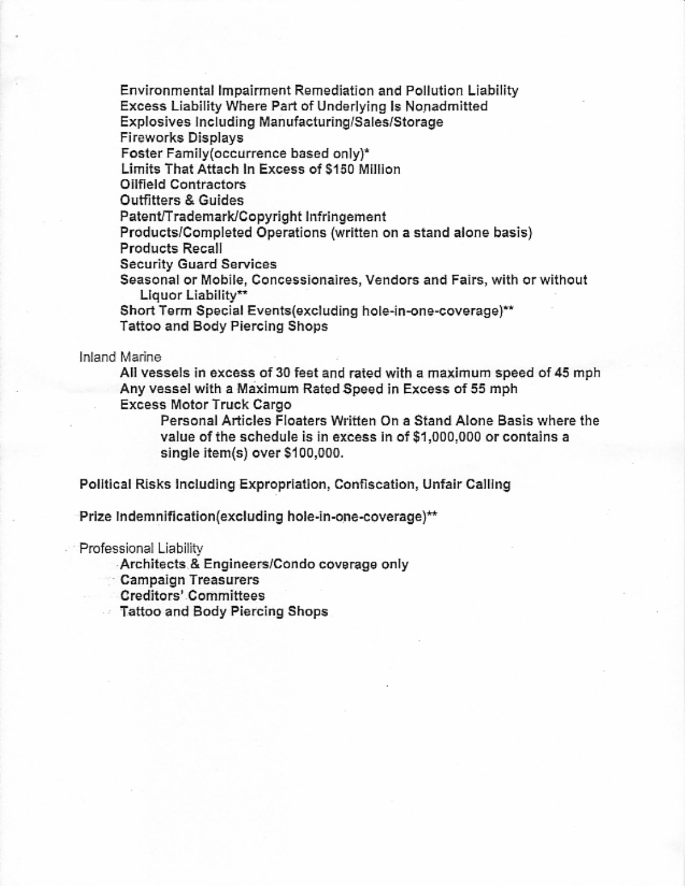- Environmental Impairment Remediation and Pollution Liability
- Excess Liability Where Part of Underlying Is Nonadmitted
- Explosives Including Manufacturing/Sales/Storage
- Fireworks Displays
- Foster Family(occurrence based only)*
- Limits That Attach In Excess of $150 Million
- Oilfield Contractors
- Outfitters & Guides
- Patent/Trademark/Copyright Infringement
- Products/Completed Operations (written on a stand alone basis)
- Products Recall
- Security Guard Services
- Seasonal or Mobile, Concessionaires, Vendors and Fairs, with or without Liquor Liability**
- Short Term Special Events(excluding hole-in-one-coverage)**
- Tattoo and Body Piercing Shops

Inland Marine

- All vessels in excess of 30 feet and rated with a maximum speed of 45 mph
- Any vessel with a Maximum Rated Speed in Excess of 55 mph
- Excess Motor Truck Cargo
  - Personal Articles Floaters Written On a Stand Alone Basis where the value of the schedule is in excess in of $1,000,000 or contains a single item(s) over $100,000.

**Political Risks Including Expropriation, Confiscation, Unfair Calling**

**Prize Indemnification(excluding hole-in-one-coverage)****

Professional Liability

- Architects & Engineers/Condo coverage only
- Campaign Treasurers
- Creditors' Committees
- Tattoo and Body Piercing Shops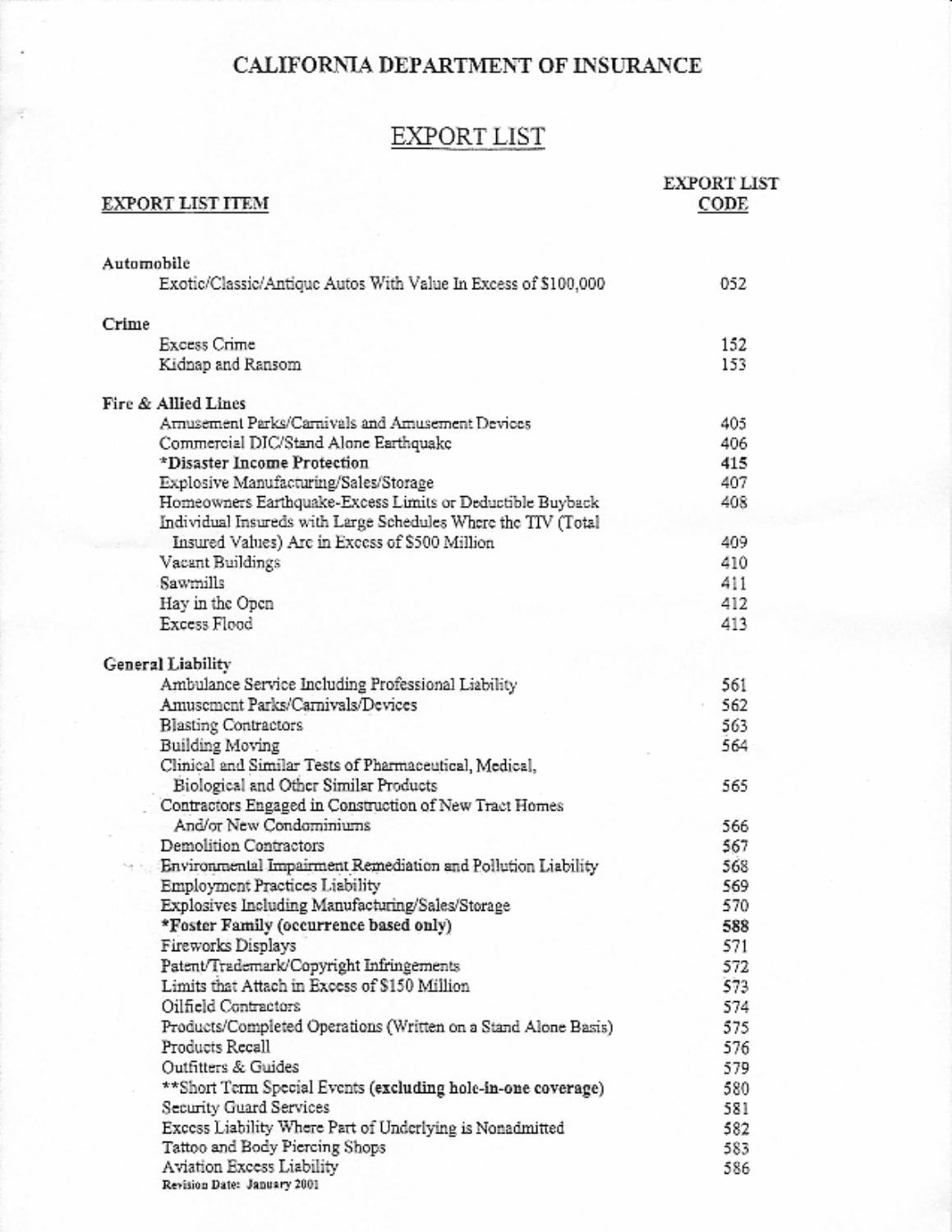# CALIFORNIA DEPARTMENT OF INSURANCE

## EXPORT LIST

| EXPORT LIST ITEM | EXPORT LIST CODE |
|---|---|
| **Automobile** | |
| Exotic/Classic/Antique Autos With Value In Excess of $100,000 | 052 |
| **Crime** | |
| Excess Crime | 152 |
| Kidnap and Ransom | 153 |
| **Fire & Allied Lines** | |
| Amusement Parks/Carnivals and Amusement Devices | 405 |
| Commercial DIC/Stand Alone Earthquake | 406 |
| ***Disaster Income Protection** | **415** |
| Explosive Manufacturing/Sales/Storage | 407 |
| Homeowners Earthquake-Excess Limits or Deductible Buyback | 408 |
| Individual Insureds with Large Schedules Where the TIV (Total Insured Values) Are in Excess of $500 Million | 409 |
| Vacant Buildings | 410 |
| Sawmills | 411 |
| Hay in the Open | 412 |
| Excess Flood | 413 |
| **General Liability** | |
| Ambulance Service Including Professional Liability | 561 |
| Amusement Parks/Carnivals/Devices | 562 |
| Blasting Contractors | 563 |
| Building Moving | 564 |
| Clinical and Similar Tests of Pharmaceutical, Medical, Biological and Other Similar Products | 565 |
| Contractors Engaged in Construction of New Tract Homes And/or New Condominiums | 566 |
| Demolition Contractors | 567 |
| Environmental Impairment Remediation and Pollution Liability | 568 |
| Employment Practices Liability | 569 |
| Explosives Including Manufacturing/Sales/Storage | 570 |
| ***Foster Family (occurrence based only)** | **588** |
| Fireworks Displays | 571 |
| Patent/Trademark/Copyright Infringements | 572 |
| Limits that Attach in Excess of $150 Million | 573 |
| Oilfield Contractors | 574 |
| Products/Completed Operations (Written on a Stand Alone Basis) | 575 |
| Products Recall | 576 |
| Outfitters & Guides | 579 |
| **Short Term Special Events **(excluding hole-in-one coverage)** | 580 |
| Security Guard Services | 581 |
| Excess Liability Where Part of Underlying is Nonadmitted | 582 |
| Tattoo and Body Piercing Shops | 583 |
| Aviation Excess Liability | 586 |

Revision Date: January 2001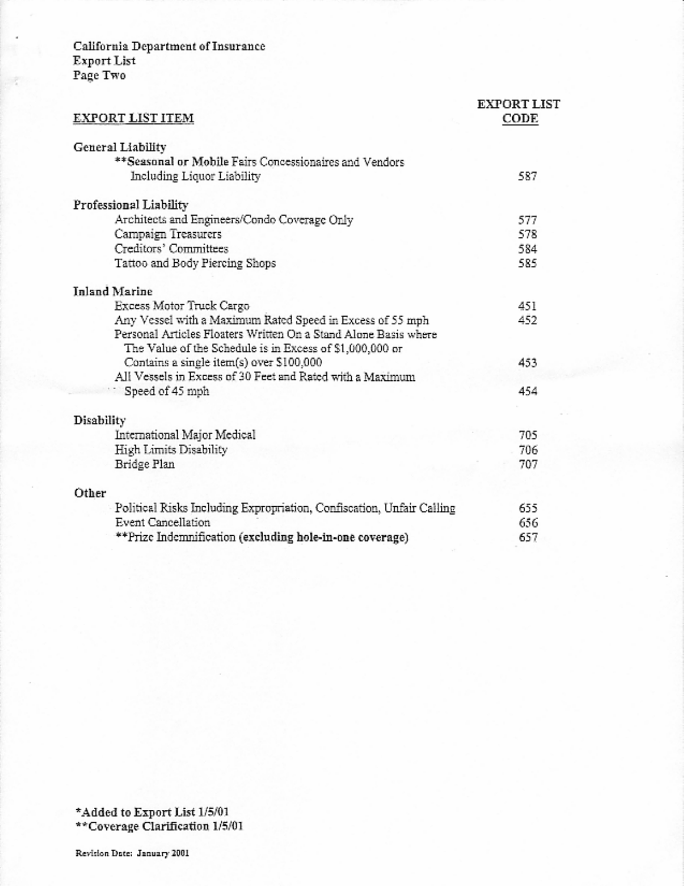California Department of Insurance
Export List
Page Two

| EXPORT LIST ITEM | EXPORT LIST CODE |
| --- | --- |
| **General Liability** | |
| **Seasonal or Mobile Fairs Concessionaires and Vendors Including Liquor Liability | 587 |
| **Professional Liability** | |
| Architects and Engineers/Condo Coverage Only | 577 |
| Campaign Treasurers | 578 |
| Creditors' Committees | 584 |
| Tattoo and Body Piercing Shops | 585 |
| **Inland Marine** | |
| Excess Motor Truck Cargo | 451 |
| Any Vessel with a Maximum Rated Speed in Excess of 55 mph | 452 |
| Personal Articles Floaters Written On a Stand Alone Basis where The Value of the Schedule is in Excess of $1,000,000 or Contains a single item(s) over $100,000 | 453 |
| All Vessels in Excess of 30 Feet and Rated with a Maximum Speed of 45 mph | 454 |
| **Disability** | |
| International Major Medical | 705 |
| High Limits Disability | 706 |
| Bridge Plan | 707 |
| **Other** | |
| Political Risks Including Expropriation, Confiscation, Unfair Calling | 655 |
| Event Cancellation | 656 |
| **Prize Indemnification (excluding hole-in-one coverage) | 657 |

*Added to Export List 1/5/01
**Coverage Clarification 1/5/01

Revision Date: January 2001